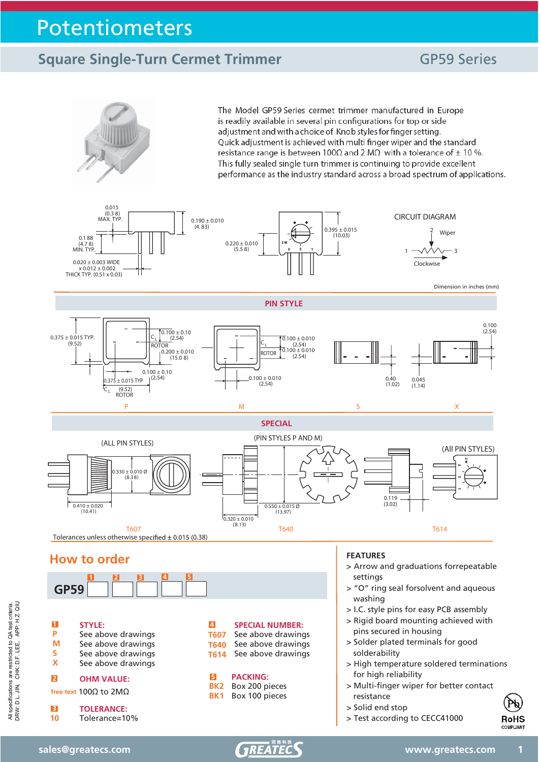# Potentiometers

## Square Single-Turn Cermet Trimmer

GP59 Series

The Model GP59 Series cermet trimmer manufactured in Europe is readily available in several pin configurations for top or side adjustment and with a choice of Knob styles for finger setting. Quick adjustment is achieved with multi finger wiper and the standard resistance range is between 100Ω and 2 MΩ with a tolerance of ± 10 %. This fully sealed single turn trimmer is continuing to provide excellent performance as the industry standard across a broad spectrum of applications.

0.015 (0.3 8) MAX. TYP.

0.1 88 (4.7 8) MIN. TYP.

0.020 ± 0.003 WIDE x 0.012 ± 0.002 THICK TYP. (0.51 x 0.03)

0.190 ± 0.010 (4. 83)

0.220 ± 0.010 (5.5 8)

0.395 ± 0.015 (10.03)

CIRCUIT DIAGRAM

2 Wiper

1 3

Clockwise

Dimension in inches (mm)

### PIN STYLE

0.375 ± 0.015 TYP. (9.52)

0.100 ± 0.10 (2.54)

ROTOR

0.200 ± 0.010 (15.0 8)

0.100 ± 0.10 (2.54)

0.375 ± 0.015 TYP (9.52)

ROTOR

0.100 ± 0.010 (2.54)

0.100 ± 0.010 (2.54)

ROTOR

0.100 ± 0.010 (2.54)

0.40 (1.02)

0.045 (1.14)

0.100 (2.54)

P M S X

### SPECIAL

(ALL PIN STYLES)

0.330 ± 0.010 Ø (8.38)

0.410 ± 0.020 (10.41)

(PIN STYLES P AND M)

0.550 ± 0.015 Ø (13.97)

0.320 ± 0.010 (8.13)

(All PIN STYLES)

0.119 (3.02)

T607 T640 T614

Tolerances unless otherwise specified ± 0.015 (0.38)

## How to order

GP59 [1] [2] [3] [4] [5]

**1 STYLE:**
- P See above drawings
- M See above drawings
- S See above drawings
- X See above drawings

**2 OHM VALUE:**
- free text 100Ω to 2MΩ

**3 TOLERANCE:**
- 10 Tolerance=10%

**4 SPECIAL NUMBER:**
- T607 See above drawings
- T640 See above drawings
- T614 See above drawings

**5 PACKING:**
- BK2 Box 200 pieces
- BK1 Box 100 pieces

## FEATURES

- > Arrow and graduations forrepeatable settings
- > "O" ring seal forsolvent and aqueous washing
- > I.C. style pins for easy PCB assembly
- > Rigid board mounting achieved with pins secured in housing
- > Solder plated terminals for good solderability
- > High temperature soldered terminations for high reliability
- > Multi-finger wiper for better contact resistance
- > Solid end stop
- > Test according to CECC41000

RoHS COMPLIANT

All specifications are restricted to QA test criteria.
DRW: D.L. JIN, CHK: D.F. LEE, APP: H.Z. QIU

sales@greatecs.com GREATECS www.greatecs.com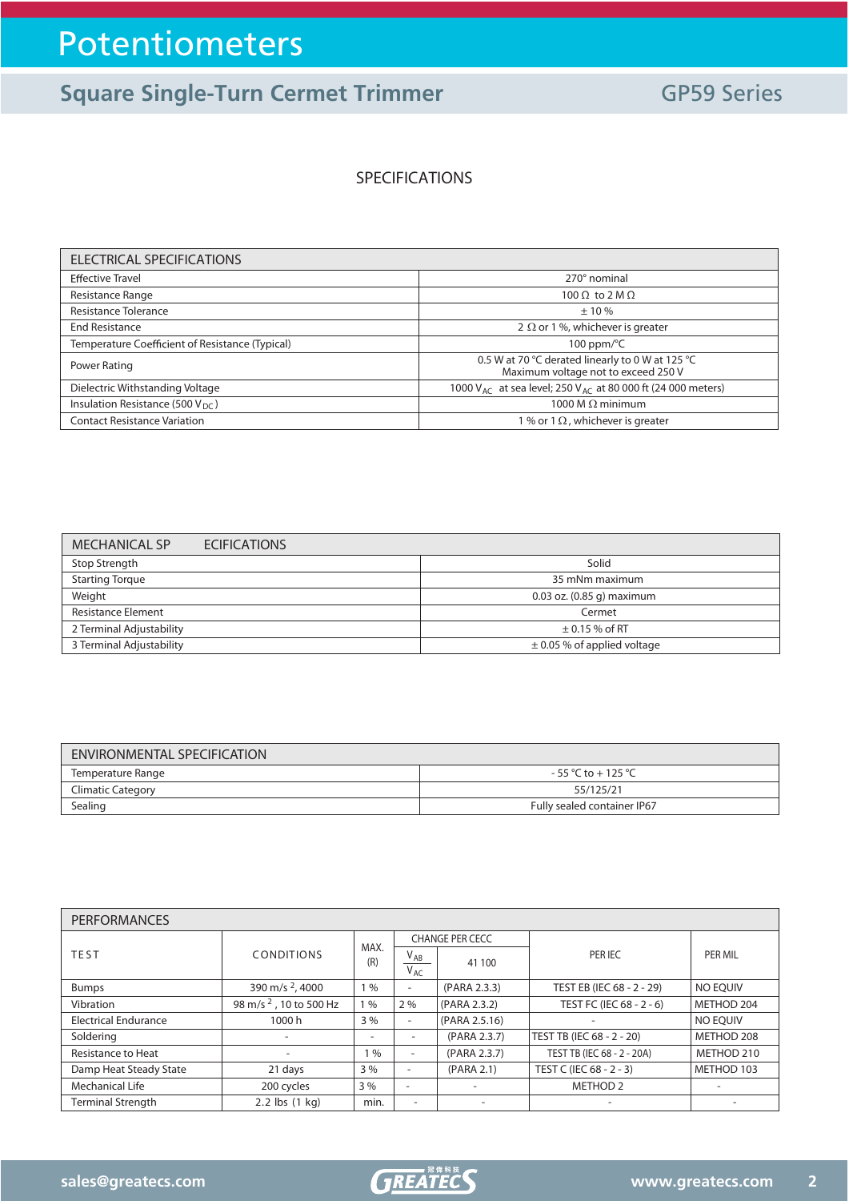# Potentiometers

## Square Single-Turn Cermet Trimmer

GP59 Series

### SPECIFICATIONS

| ELECTRICAL SPECIFICATIONS | |
|---|---|
| Effective Travel | 270° nominal |
| Resistance Range | 100 Ω to 2 M Ω |
| Resistance Tolerance | ± 10 % |
| End Resistance | 2 Ω or 1 %, whichever is greater |
| Temperature Coefficient of Resistance (Typical) | 100 ppm/°C |
| Power Rating | 0.5 W at 70 °C derated linearly to 0 W at 125 °C<br>Maximum voltage not to exceed 250 V |
| Dielectric Withstanding Voltage | 1000 $V_{AC}$ at sea level; 250 $V_{AC}$ at 80 000 ft (24 000 meters) |
| Insulation Resistance (500 $V_{DC}$) | 1000 M Ω minimum |
| Contact Resistance Variation | 1 % or 1 Ω, whichever is greater |

| MECHANICAL SPECIFICATIONS | |
|---|---|
| Stop Strength | Solid |
| Starting Torque | 35 mNm maximum |
| Weight | 0.03 oz. (0.85 g) maximum |
| Resistance Element | Cermet |
| 2 Terminal Adjustability | ± 0.15 % of RT |
| 3 Terminal Adjustability | ± 0.05 % of applied voltage |

| ENVIRONMENTAL SPECIFICATION | |
|---|---|
| Temperature Range | - 55 °C to + 125 °C |
| Climatic Category | 55/125/21 |
| Sealing | Fully sealed container IP67 |

**PERFORMANCES**

| TEST | CONDITIONS | MAX. (R) | CHANGE PER CECC | | PER IEC | PER MIL |
|---|---|---|---|---|---|---|
| | | | $V_{AB}$ / $V_{AC}$ | 41 100 | | |
| Bumps | 390 m/s $^2$, 4000 | 1 % | - | (PARA 2.3.3) | TEST EB (IEC 68 - 2 - 29) | NO EQUIV |
| Vibration | 98 m/s $^2$ , 10 to 500 Hz | 1 % | 2 % | (PARA 2.3.2) | TEST FC (IEC 68 - 2 - 6) | METHOD 204 |
| Electrical Endurance | 1000 h | 3 % | - | (PARA 2.5.16) | - | NO EQUIV |
| Soldering | - | - | - | (PARA 2.3.7) | TEST TB (IEC 68 - 2 - 20) | METHOD 208 |
| Resistance to Heat | - | 1 % | - | (PARA 2.3.7) | TEST TB (IEC 68 - 2 - 20A) | METHOD 210 |
| Damp Heat Steady State | 21 days | 3 % | - | (PARA 2.1) | TEST C (IEC 68 - 2 - 3) | METHOD 103 |
| Mechanical Life | 200 cycles | 3 % | - | - | METHOD 2 | - |
| Terminal Strength | 2.2 lbs (1 kg) | min. | - | - | - | - |

sales@greatecs.com

www.greatecs.com